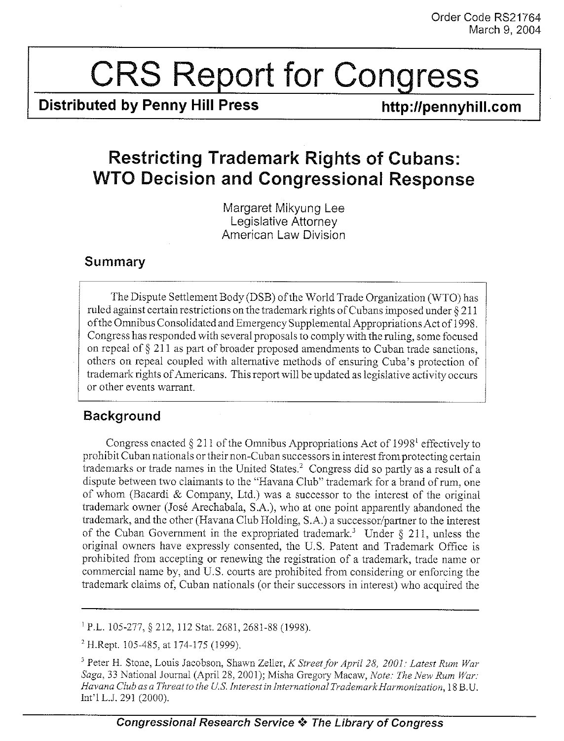Order Code RS21764
March 9, 2004

# CRS Report for Congress

**Distributed by Penny Hill Press** **http://pennyhill.com**

## Restricting Trademark Rights of Cubans: WTO Decision and Congressional Response

Margaret Mikyung Lee
Legislative Attorney
American Law Division

### Summary

The Dispute Settlement Body (DSB) of the World Trade Organization (WTO) has ruled against certain restrictions on the trademark rights of Cubans imposed under § 211 of the Omnibus Consolidated and Emergency Supplemental Appropriations Act of 1998. Congress has responded with several proposals to comply with the ruling, some focused on repeal of § 211 as part of broader proposed amendments to Cuban trade sanctions, others on repeal coupled with alternative methods of ensuring Cuba's protection of trademark rights of Americans. This report will be updated as legislative activity occurs or other events warrant.

### Background

Congress enacted § 211 of the Omnibus Appropriations Act of 1998[1] effectively to prohibit Cuban nationals or their non-Cuban successors in interest from protecting certain trademarks or trade names in the United States.[2] Congress did so partly as a result of a dispute between two claimants to the "Havana Club" trademark for a brand of rum, one of whom (Bacardi & Company, Ltd.) was a successor to the interest of the original trademark owner (José Arechabala, S.A.), who at one point apparently abandoned the trademark, and the other (Havana Club Holding, S.A.) a successor/partner to the interest of the Cuban Government in the expropriated trademark.[3] Under § 211, unless the original owners have expressly consented, the U.S. Patent and Trademark Office is prohibited from accepting or renewing the registration of a trademark, trade name or commercial name by, and U.S. courts are prohibited from considering or enforcing the trademark claims of, Cuban nationals (or their successors in interest) who acquired the

---

[1] P.L. 105-277, § 212, 112 Stat. 2681, 2681-88 (1998).

[2] H.Rept. 105-485, at 174-175 (1999).

[3] Peter H. Stone, Louis Jacobson, Shawn Zeller, *K Street for April 28, 2001: Latest Rum War Saga*, 33 National Journal (April 28, 2001); Misha Gregory Macaw, *Note: The New Rum War: Havana Club as a Threat to the U.S. Interest in International Trademark Harmonization*, 18 B.U. Int'l L.J. 291 (2000).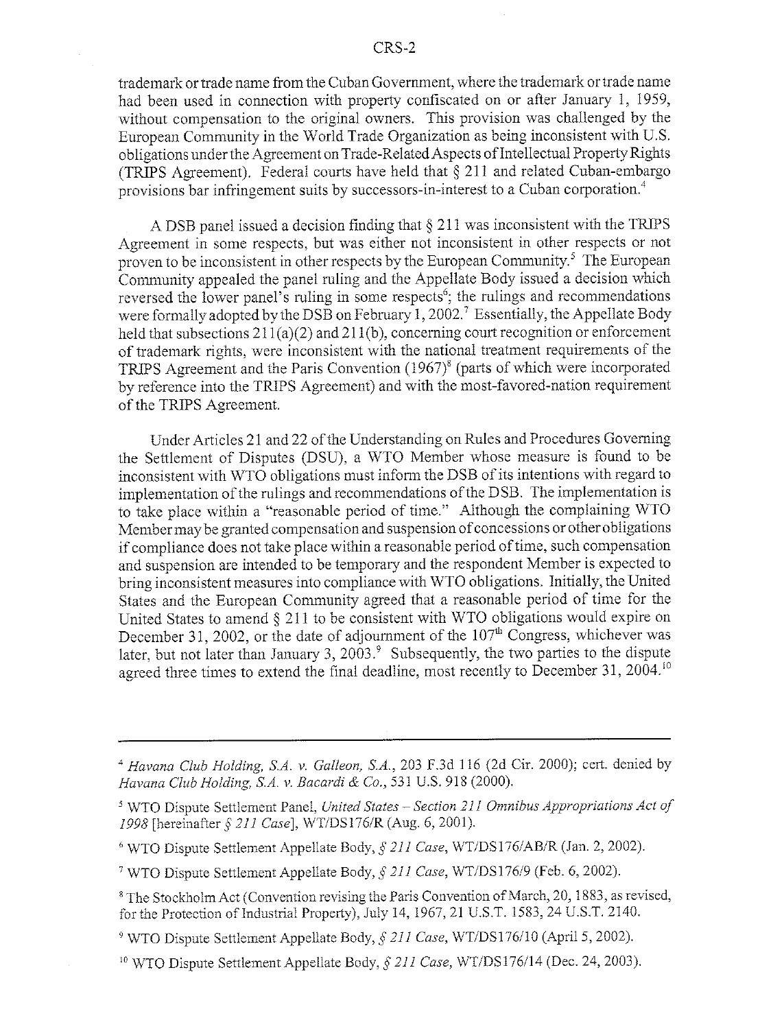trademark or trade name from the Cuban Government, where the trademark or trade name had been used in connection with property confiscated on or after January 1, 1959, without compensation to the original owners. This provision was challenged by the European Community in the World Trade Organization as being inconsistent with U.S. obligations under the Agreement on Trade-Related Aspects of Intellectual Property Rights (TRIPS Agreement). Federal courts have held that § 211 and related Cuban-embargo provisions bar infringement suits by successors-in-interest to a Cuban corporation.[4]

A DSB panel issued a decision finding that § 211 was inconsistent with the TRIPS Agreement in some respects, but was either not inconsistent in other respects or not proven to be inconsistent in other respects by the European Community.[5] The European Community appealed the panel ruling and the Appellate Body issued a decision which reversed the lower panel's ruling in some respects[6]; the rulings and recommendations were formally adopted by the DSB on February 1, 2002.[7] Essentially, the Appellate Body held that subsections 211(a)(2) and 211(b), concerning court recognition or enforcement of trademark rights, were inconsistent with the national treatment requirements of the TRIPS Agreement and the Paris Convention (1967)[8] (parts of which were incorporated by reference into the TRIPS Agreement) and with the most-favored-nation requirement of the TRIPS Agreement.

Under Articles 21 and 22 of the Understanding on Rules and Procedures Governing the Settlement of Disputes (DSU), a WTO Member whose measure is found to be inconsistent with WTO obligations must inform the DSB of its intentions with regard to implementation of the rulings and recommendations of the DSB. The implementation is to take place within a "reasonable period of time." Although the complaining WTO Member may be granted compensation and suspension of concessions or other obligations if compliance does not take place within a reasonable period of time, such compensation and suspension are intended to be temporary and the respondent Member is expected to bring inconsistent measures into compliance with WTO obligations. Initially, the United States and the European Community agreed that a reasonable period of time for the United States to amend § 211 to be consistent with WTO obligations would expire on December 31, 2002, or the date of adjournment of the 107th Congress, whichever was later, but not later than January 3, 2003.[9] Subsequently, the two parties to the dispute agreed three times to extend the final deadline, most recently to December 31, 2004.[10]

---

[4] *Havana Club Holding, S.A. v. Galleon, S.A.*, 203 F.3d 116 (2d Cir. 2000); cert. denied by *Havana Club Holding, S.A. v. Bacardi & Co.*, 531 U.S. 918 (2000).

[5] WTO Dispute Settlement Panel, *United States – Section 211 Omnibus Appropriations Act of 1998* [hereinafter *§ 211 Case*], WT/DS176/R (Aug. 6, 2001).

[6] WTO Dispute Settlement Appellate Body, *§ 211 Case*, WT/DS176/AB/R (Jan. 2, 2002).

[7] WTO Dispute Settlement Appellate Body, *§ 211 Case*, WT/DS176/9 (Feb. 6, 2002).

[8] The Stockholm Act (Convention revising the Paris Convention of March, 20, 1883, as revised, for the Protection of Industrial Property), July 14, 1967, 21 U.S.T. 1583, 24 U.S.T. 2140.

[9] WTO Dispute Settlement Appellate Body, *§ 211 Case*, WT/DS176/10 (April 5, 2002).

[10] WTO Dispute Settlement Appellate Body, *§ 211 Case*, WT/DS176/14 (Dec. 24, 2003).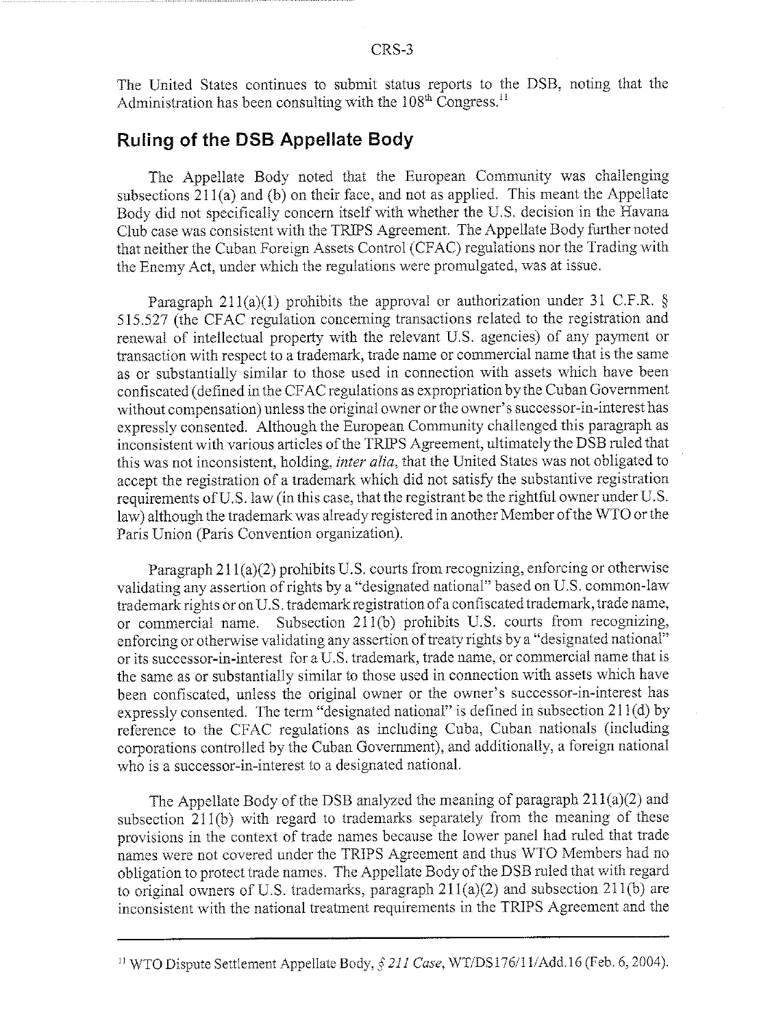The United States continues to submit status reports to the DSB, noting that the Administration has been consulting with the 108th Congress.[11]

## Ruling of the DSB Appellate Body

The Appellate Body noted that the European Community was challenging subsections 211(a) and (b) on their face, and not as applied. This meant the Appellate Body did not specifically concern itself with whether the U.S. decision in the Havana Club case was consistent with the TRIPS Agreement. The Appellate Body further noted that neither the Cuban Foreign Assets Control (CFAC) regulations nor the Trading with the Enemy Act, under which the regulations were promulgated, was at issue.

Paragraph 211(a)(1) prohibits the approval or authorization under 31 C.F.R. § 515.527 (the CFAC regulation concerning transactions related to the registration and renewal of intellectual property with the relevant U.S. agencies) of any payment or transaction with respect to a trademark, trade name or commercial name that is the same as or substantially similar to those used in connection with assets which have been confiscated (defined in the CFAC regulations as expropriation by the Cuban Government without compensation) unless the original owner or the owner's successor-in-interest has expressly consented. Although the European Community challenged this paragraph as inconsistent with various articles of the TRIPS Agreement, ultimately the DSB ruled that this was not inconsistent, holding, *inter alia*, that the United States was not obligated to accept the registration of a trademark which did not satisfy the substantive registration requirements of U.S. law (in this case, that the registrant be the rightful owner under U.S. law) although the trademark was already registered in another Member of the WTO or the Paris Union (Paris Convention organization).

Paragraph 211(a)(2) prohibits U.S. courts from recognizing, enforcing or otherwise validating any assertion of rights by a "designated national" based on U.S. common-law trademark rights or on U.S. trademark registration of a confiscated trademark, trade name, or commercial name. Subsection 211(b) prohibits U.S. courts from recognizing, enforcing or otherwise validating any assertion of treaty rights by a "designated national" or its successor-in-interest for a U.S. trademark, trade name, or commercial name that is the same as or substantially similar to those used in connection with assets which have been confiscated, unless the original owner or the owner's successor-in-interest has expressly consented. The term "designated national" is defined in subsection 211(d) by reference to the CFAC regulations as including Cuba, Cuban nationals (including corporations controlled by the Cuban Government), and additionally, a foreign national who is a successor-in-interest to a designated national.

The Appellate Body of the DSB analyzed the meaning of paragraph 211(a)(2) and subsection 211(b) with regard to trademarks separately from the meaning of these provisions in the context of trade names because the lower panel had ruled that trade names were not covered under the TRIPS Agreement and thus WTO Members had no obligation to protect trade names. The Appellate Body of the DSB ruled that with regard to original owners of U.S. trademarks, paragraph 211(a)(2) and subsection 211(b) are inconsistent with the national treatment requirements in the TRIPS Agreement and the

---

[11] WTO Dispute Settlement Appellate Body, *§ 211 Case*, WT/DS176/11/Add.16 (Feb. 6, 2004).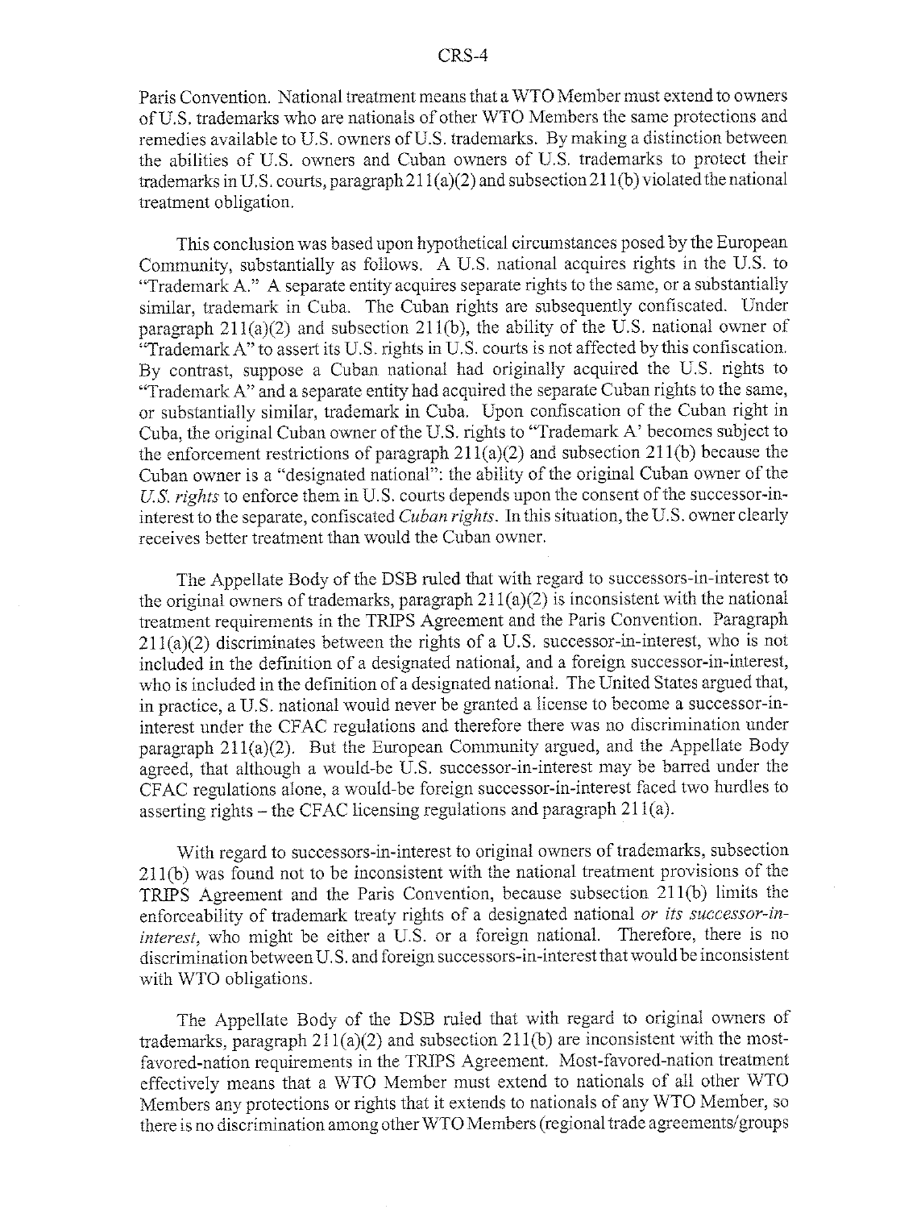Paris Convention. National treatment means that a WTO Member must extend to owners of U.S. trademarks who are nationals of other WTO Members the same protections and remedies available to U.S. owners of U.S. trademarks. By making a distinction between the abilities of U.S. owners and Cuban owners of U.S. trademarks to protect their trademarks in U.S. courts, paragraph 211(a)(2) and subsection 211(b) violated the national treatment obligation.

This conclusion was based upon hypothetical circumstances posed by the European Community, substantially as follows. A U.S. national acquires rights in the U.S. to "Trademark A." A separate entity acquires separate rights to the same, or a substantially similar, trademark in Cuba. The Cuban rights are subsequently confiscated. Under paragraph 211(a)(2) and subsection 211(b), the ability of the U.S. national owner of "Trademark A" to assert its U.S. rights in U.S. courts is not affected by this confiscation. By contrast, suppose a Cuban national had originally acquired the U.S. rights to "Trademark A" and a separate entity had acquired the separate Cuban rights to the same, or substantially similar, trademark in Cuba. Upon confiscation of the Cuban right in Cuba, the original Cuban owner of the U.S. rights to "Trademark A' becomes subject to the enforcement restrictions of paragraph 211(a)(2) and subsection 211(b) because the Cuban owner is a "designated national": the ability of the original Cuban owner of the *U.S. rights* to enforce them in U.S. courts depends upon the consent of the successor-in-interest to the separate, confiscated *Cuban rights*. In this situation, the U.S. owner clearly receives better treatment than would the Cuban owner.

The Appellate Body of the DSB ruled that with regard to successors-in-interest to the original owners of trademarks, paragraph 211(a)(2) is inconsistent with the national treatment requirements in the TRIPS Agreement and the Paris Convention. Paragraph 211(a)(2) discriminates between the rights of a U.S. successor-in-interest, who is not included in the definition of a designated national, and a foreign successor-in-interest, who is included in the definition of a designated national. The United States argued that, in practice, a U.S. national would never be granted a license to become a successor-in-interest under the CFAC regulations and therefore there was no discrimination under paragraph 211(a)(2). But the European Community argued, and the Appellate Body agreed, that although a would-be U.S. successor-in-interest may be barred under the CFAC regulations alone, a would-be foreign successor-in-interest faced two hurdles to asserting rights – the CFAC licensing regulations and paragraph 211(a).

With regard to successors-in-interest to original owners of trademarks, subsection 211(b) was found not to be inconsistent with the national treatment provisions of the TRIPS Agreement and the Paris Convention, because subsection 211(b) limits the enforceability of trademark treaty rights of a designated national *or its successor-in-interest*, who might be either a U.S. or a foreign national. Therefore, there is no discrimination between U.S. and foreign successors-in-interest that would be inconsistent with WTO obligations.

The Appellate Body of the DSB ruled that with regard to original owners of trademarks, paragraph 211(a)(2) and subsection 211(b) are inconsistent with the most-favored-nation requirements in the TRIPS Agreement. Most-favored-nation treatment effectively means that a WTO Member must extend to nationals of all other WTO Members any protections or rights that it extends to nationals of any WTO Member, so there is no discrimination among other WTO Members (regional trade agreements/groups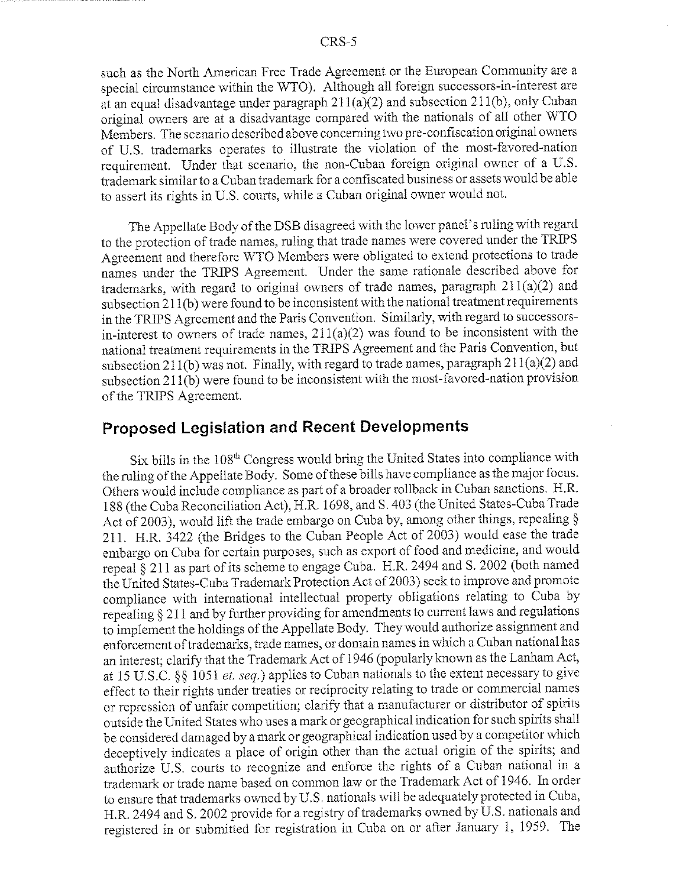such as the North American Free Trade Agreement or the European Community are a special circumstance within the WTO). Although all foreign successors-in-interest are at an equal disadvantage under paragraph 211(a)(2) and subsection 211(b), only Cuban original owners are at a disadvantage compared with the nationals of all other WTO Members. The scenario described above concerning two pre-confiscation original owners of U.S. trademarks operates to illustrate the violation of the most-favored-nation requirement. Under that scenario, the non-Cuban foreign original owner of a U.S. trademark similar to a Cuban trademark for a confiscated business or assets would be able to assert its rights in U.S. courts, while a Cuban original owner would not.

The Appellate Body of the DSB disagreed with the lower panel's ruling with regard to the protection of trade names, ruling that trade names were covered under the TRIPS Agreement and therefore WTO Members were obligated to extend protections to trade names under the TRIPS Agreement. Under the same rationale described above for trademarks, with regard to original owners of trade names, paragraph 211(a)(2) and subsection 211(b) were found to be inconsistent with the national treatment requirements in the TRIPS Agreement and the Paris Convention. Similarly, with regard to successors-in-interest to owners of trade names, 211(a)(2) was found to be inconsistent with the national treatment requirements in the TRIPS Agreement and the Paris Convention, but subsection 211(b) was not. Finally, with regard to trade names, paragraph 211(a)(2) and subsection 211(b) were found to be inconsistent with the most-favored-nation provision of the TRIPS Agreement.

## Proposed Legislation and Recent Developments

Six bills in the 108th Congress would bring the United States into compliance with the ruling of the Appellate Body. Some of these bills have compliance as the major focus. Others would include compliance as part of a broader rollback in Cuban sanctions. H.R. 188 (the Cuba Reconciliation Act), H.R. 1698, and S. 403 (the United States-Cuba Trade Act of 2003), would lift the trade embargo on Cuba by, among other things, repealing § 211. H.R. 3422 (the Bridges to the Cuban People Act of 2003) would ease the trade embargo on Cuba for certain purposes, such as export of food and medicine, and would repeal § 211 as part of its scheme to engage Cuba. H.R. 2494 and S. 2002 (both named the United States-Cuba Trademark Protection Act of 2003) seek to improve and promote compliance with international intellectual property obligations relating to Cuba by repealing § 211 and by further providing for amendments to current laws and regulations to implement the holdings of the Appellate Body. They would authorize assignment and enforcement of trademarks, trade names, or domain names in which a Cuban national has an interest; clarify that the Trademark Act of 1946 (popularly known as the Lanham Act, at 15 U.S.C. §§ 1051 *et. seq.*) applies to Cuban nationals to the extent necessary to give effect to their rights under treaties or reciprocity relating to trade or commercial names or repression of unfair competition; clarify that a manufacturer or distributor of spirits outside the United States who uses a mark or geographical indication for such spirits shall be considered damaged by a mark or geographical indication used by a competitor which deceptively indicates a place of origin other than the actual origin of the spirits; and authorize U.S. courts to recognize and enforce the rights of a Cuban national in a trademark or trade name based on common law or the Trademark Act of 1946. In order to ensure that trademarks owned by U.S. nationals will be adequately protected in Cuba, H.R. 2494 and S. 2002 provide for a registry of trademarks owned by U.S. nationals and registered in or submitted for registration in Cuba on or after January 1, 1959. The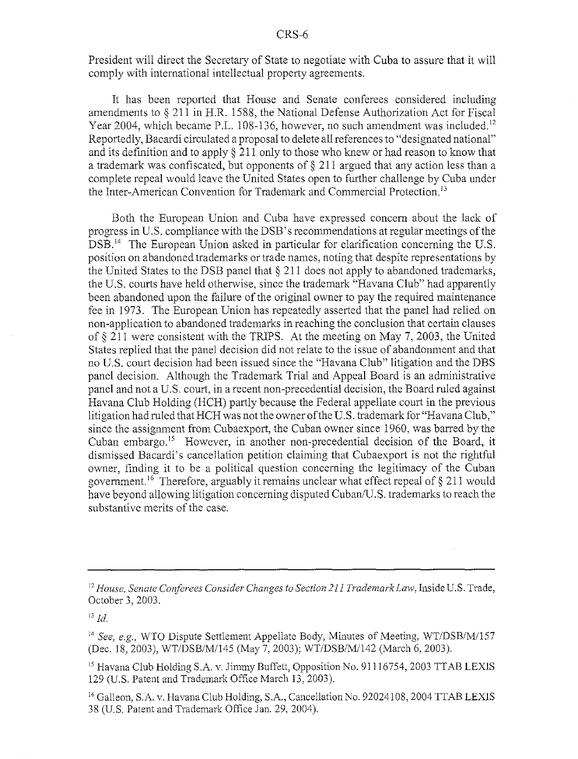President will direct the Secretary of State to negotiate with Cuba to assure that it will comply with international intellectual property agreements.

It has been reported that House and Senate conferees considered including amendments to § 211 in H.R. 1588, the National Defense Authorization Act for Fiscal Year 2004, which became P.L. 108-136, however, no such amendment was included.[12] Reportedly, Bacardi circulated a proposal to delete all references to "designated national" and its definition and to apply § 211 only to those who knew or had reason to know that a trademark was confiscated, but opponents of § 211 argued that any action less than a complete repeal would leave the United States open to further challenge by Cuba under the Inter-American Convention for Trademark and Commercial Protection.[13]

Both the European Union and Cuba have expressed concern about the lack of progress in U.S. compliance with the DSB's recommendations at regular meetings of the DSB.[14] The European Union asked in particular for clarification concerning the U.S. position on abandoned trademarks or trade names, noting that despite representations by the United States to the DSB panel that § 211 does not apply to abandoned trademarks, the U.S. courts have held otherwise, since the trademark "Havana Club" had apparently been abandoned upon the failure of the original owner to pay the required maintenance fee in 1973. The European Union has repeatedly asserted that the panel had relied on non-application to abandoned trademarks in reaching the conclusion that certain clauses of § 211 were consistent with the TRIPS. At the meeting on May 7, 2003, the United States replied that the panel decision did not relate to the issue of abandonment and that no U.S. court decision had been issued since the "Havana Club" litigation and the DBS panel decision. Although the Trademark Trial and Appeal Board is an administrative panel and not a U.S. court, in a recent non-precedential decision, the Board ruled against Havana Club Holding (HCH) partly because the Federal appellate court in the previous litigation had ruled that HCH was not the owner of the U.S. trademark for "Havana Club," since the assignment from Cubaexport, the Cuban owner since 1960, was barred by the Cuban embargo.[15] However, in another non-precedential decision of the Board, it dismissed Bacardi's cancellation petition claiming that Cubaexport is not the rightful owner, finding it to be a political question concerning the legitimacy of the Cuban government.[16] Therefore, arguably it remains unclear what effect repeal of § 211 would have beyond allowing litigation concerning disputed Cuban/U.S. trademarks to reach the substantive merits of the case.

---

[12] *House, Senate Conferees Consider Changes to Section 211 Trademark Law*, Inside U.S. Trade, October 3, 2003.

[13] *Id.*

[14] *See, e.g.*, WTO Dispute Settlement Appellate Body, Minutes of Meeting, WT/DSB/M/157 (Dec. 18, 2003), WT/DSB/M/145 (May 7, 2003); WT/DSB/M/142 (March 6, 2003).

[15] Havana Club Holding S.A. v. Jimmy Buffett, Opposition No. 91116754, 2003 TTAB LEXIS 129 (U.S. Patent and Trademark Office March 13, 2003).

[16] Galleon, S.A. v. Havana Club Holding, S.A., Cancellation No. 92024108, 2004 TTAB LEXIS 38 (U.S. Patent and Trademark Office Jan. 29, 2004).